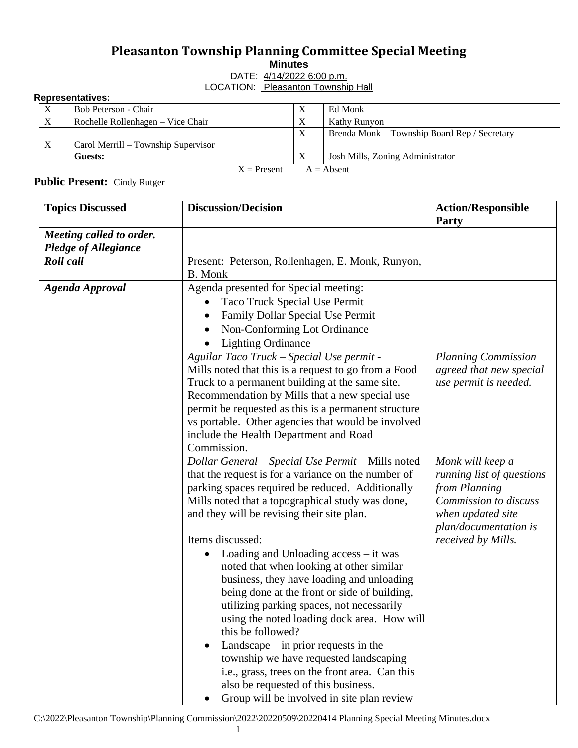# Pleasanton Township Planning Committee Special Meeting

**Minutes**

DATE: 4/14/2022 6:00 p.m.

LOCATION: Pleasanton Township Hall

**Representatives:**

| | | | |
|---|---|---|---|
| X | Bob Peterson - Chair | X | Ed Monk |
| X | Rochelle Rollenhagen – Vice Chair | X | Kathy Runyon |
| | | X | Brenda Monk – Township Board Rep / Secretary |
| X | Carol Merrill – Township Supervisor | | |
| | **Guests:** | X | Josh Mills, Zoning Administrator |

X = Present A = Absent

**Public Present:** Cindy Rutger

| Topics Discussed | Discussion/Decision | Action/Responsible Party |
|---|---|---|
| ***Meeting called to order. Pledge of Allegiance*** | | |
| ***Roll call*** | Present: Peterson, Rollenhagen, E. Monk, Runyon, B. Monk | |
| ***Agenda Approval*** | Agenda presented for Special meeting:<br>• Taco Truck Special Use Permit<br>• Family Dollar Special Use Permit<br>• Non-Conforming Lot Ordinance<br>• Lighting Ordinance | |
| | *Aguilar Taco Truck – Special Use permit* - Mills noted that this is a request to go from a Food Truck to a permanent building at the same site. Recommendation by Mills that a new special use permit be requested as this is a permanent structure vs portable. Other agencies that would be involved include the Health Department and Road Commission. | *Planning Commission agreed that new special use permit is needed.* |
| | *Dollar General – Special Use Permit* – Mills noted that the request is for a variance on the number of parking spaces required be reduced. Additionally Mills noted that a topographical study was done, and they will be revising their site plan.<br><br>Items discussed:<br>• Loading and Unloading access – it was noted that when looking at other similar business, they have loading and unloading being done at the front or side of building, utilizing parking spaces, not necessarily using the noted loading dock area. How will this be followed?<br>• Landscape – in prior requests in the township we have requested landscaping i.e., grass, trees on the front area. Can this also be requested of this business.<br>• Group will be involved in site plan review | *Monk will keep a running list of questions from Planning Commission to discuss when updated site plan/documentation is received by Mills.* |

C:\2022\Pleasanton Township\Planning Commission\2022\20220509\20220414 Planning Special Meeting Minutes.docx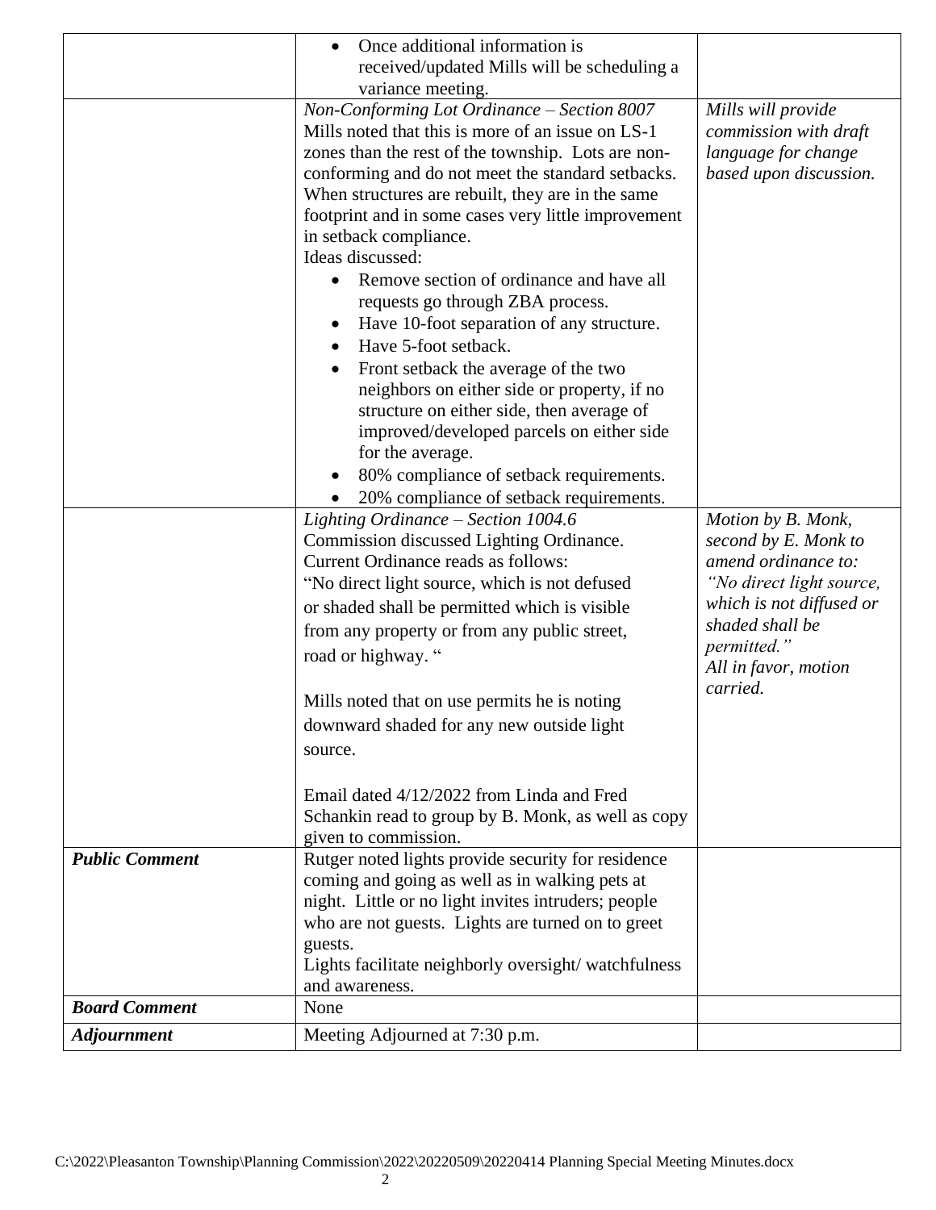| | | |
|---|---|---|
| | • Once additional information is received/updated Mills will be scheduling a variance meeting. | |
| | *Non-Conforming Lot Ordinance – Section 8007*<br>Mills noted that this is more of an issue on LS-1 zones than the rest of the township. Lots are non-conforming and do not meet the standard setbacks. When structures are rebuilt, they are in the same footprint and in some cases very little improvement in setback compliance.<br>Ideas discussed:<br>• Remove section of ordinance and have all requests go through ZBA process.<br>• Have 10-foot separation of any structure.<br>• Have 5-foot setback.<br>• Front setback the average of the two neighbors on either side or property, if no structure on either side, then average of improved/developed parcels on either side for the average.<br>• 80% compliance of setback requirements.<br>• 20% compliance of setback requirements. | *Mills will provide commission with draft language for change based upon discussion.* |
| | *Lighting Ordinance – Section 1004.6*<br>Commission discussed Lighting Ordinance.<br>Current Ordinance reads as follows:<br>"No direct light source, which is not defused or shaded shall be permitted which is visible from any property or from any public street, road or highway. "<br><br>Mills noted that on use permits he is noting downward shaded for any new outside light source.<br><br>Email dated 4/12/2022 from Linda and Fred Schankin read to group by B. Monk, as well as copy given to commission. | *Motion by B. Monk, second by E. Monk to amend ordinance to: "No direct light source, which is not diffused or shaded shall be permitted."*<br>*All in favor, motion carried.* |
| ***Public Comment*** | Rutger noted lights provide security for residence coming and going as well as in walking pets at night. Little or no light invites intruders; people who are not guests. Lights are turned on to greet guests.<br>Lights facilitate neighborly oversight/ watchfulness and awareness. | |
| ***Board Comment*** | None | |
| ***Adjournment*** | Meeting Adjourned at 7:30 p.m. | |

C:\2022\Pleasanton Township\Planning Commission\2022\20220509\20220414 Planning Special Meeting Minutes.docx